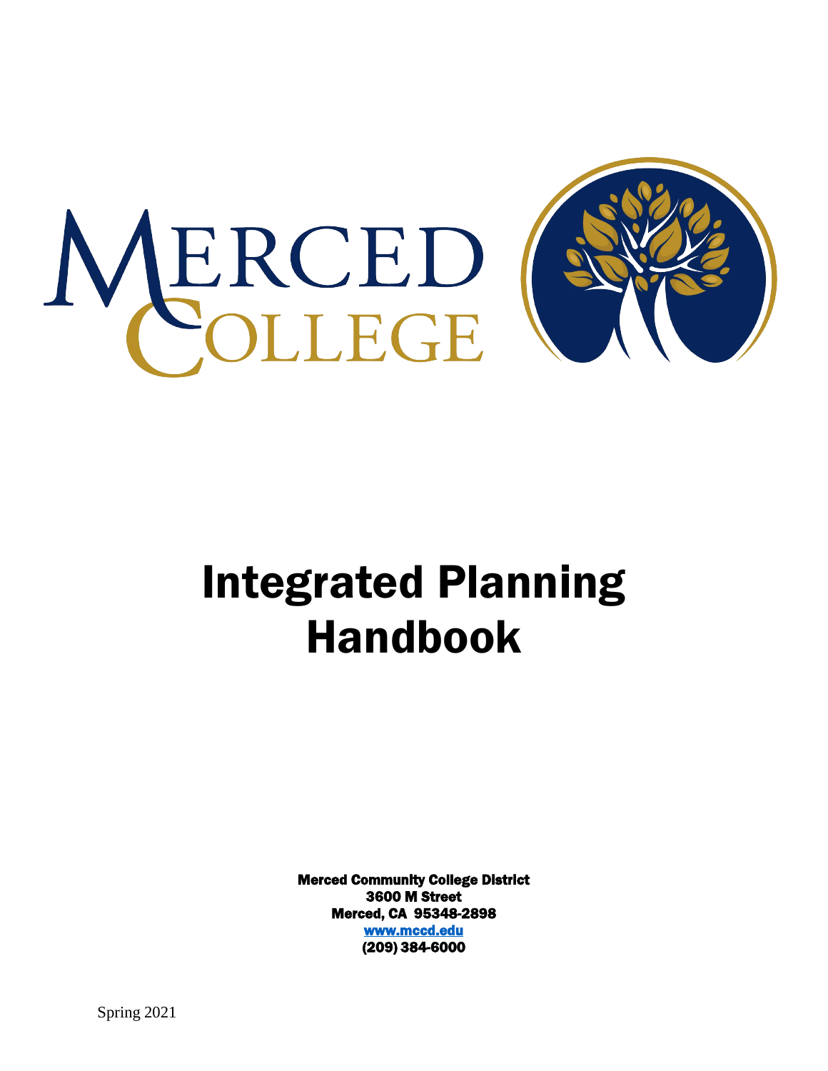MERCED COLLEGE

# Integrated Planning Handbook

**Merced Community College District**
**3600 M Street**
**Merced, CA 95348-2898**
**www.mccd.edu**
**(209) 384-6000**

Spring 2021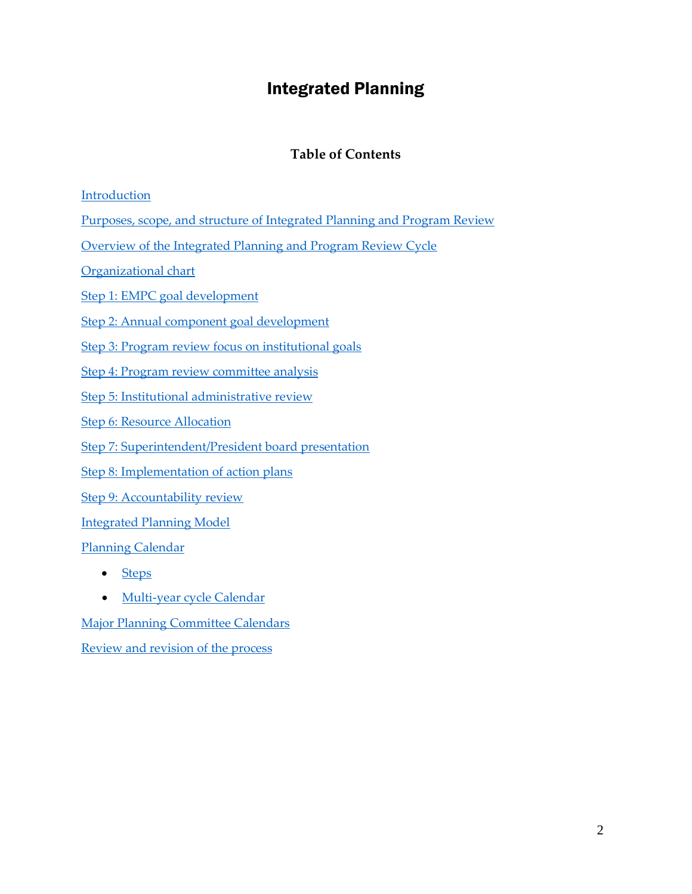# Integrated Planning

## Table of Contents

Introduction

Purposes, scope, and structure of Integrated Planning and Program Review

Overview of the Integrated Planning and Program Review Cycle

Organizational chart

Step 1: EMPC goal development

Step 2: Annual component goal development

Step 3: Program review focus on institutional goals

Step 4: Program review committee analysis

Step 5: Institutional administrative review

Step 6: Resource Allocation

Step 7: Superintendent/President board presentation

Step 8: Implementation of action plans

Step 9: Accountability review

Integrated Planning Model

Planning Calendar

- Steps
- Multi-year cycle Calendar

Major Planning Committee Calendars

Review and revision of the process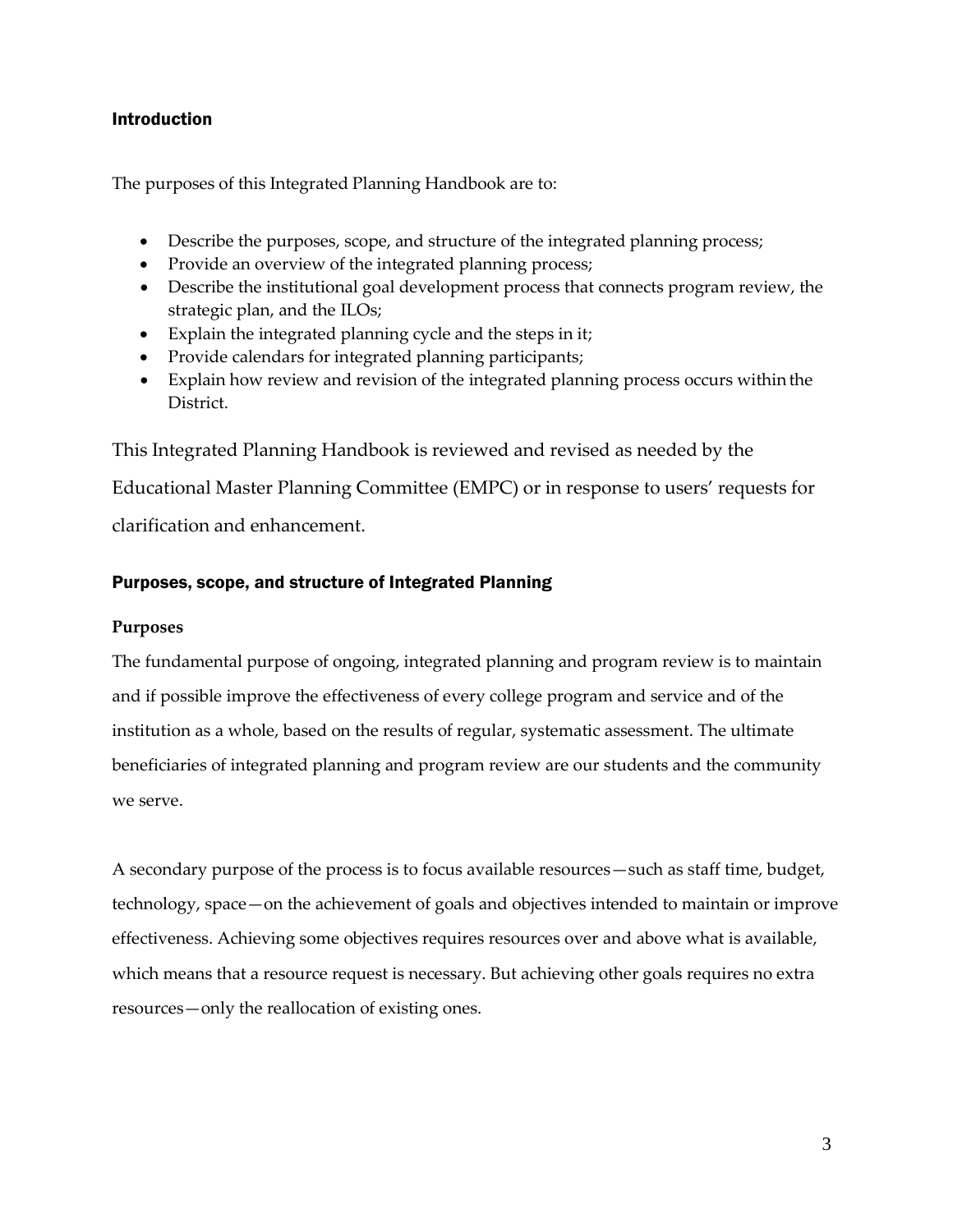## Introduction

The purposes of this Integrated Planning Handbook are to:

- Describe the purposes, scope, and structure of the integrated planning process;
- Provide an overview of the integrated planning process;
- Describe the institutional goal development process that connects program review, the strategic plan, and the ILOs;
- Explain the integrated planning cycle and the steps in it;
- Provide calendars for integrated planning participants;
- Explain how review and revision of the integrated planning process occurs within the District.

This Integrated Planning Handbook is reviewed and revised as needed by the Educational Master Planning Committee (EMPC) or in response to users' requests for clarification and enhancement.

## Purposes, scope, and structure of Integrated Planning

### Purposes

The fundamental purpose of ongoing, integrated planning and program review is to maintain and if possible improve the effectiveness of every college program and service and of the institution as a whole, based on the results of regular, systematic assessment. The ultimate beneficiaries of integrated planning and program review are our students and the community we serve.

A secondary purpose of the process is to focus available resources—such as staff time, budget, technology, space—on the achievement of goals and objectives intended to maintain or improve effectiveness. Achieving some objectives requires resources over and above what is available, which means that a resource request is necessary. But achieving other goals requires no extra resources—only the reallocation of existing ones.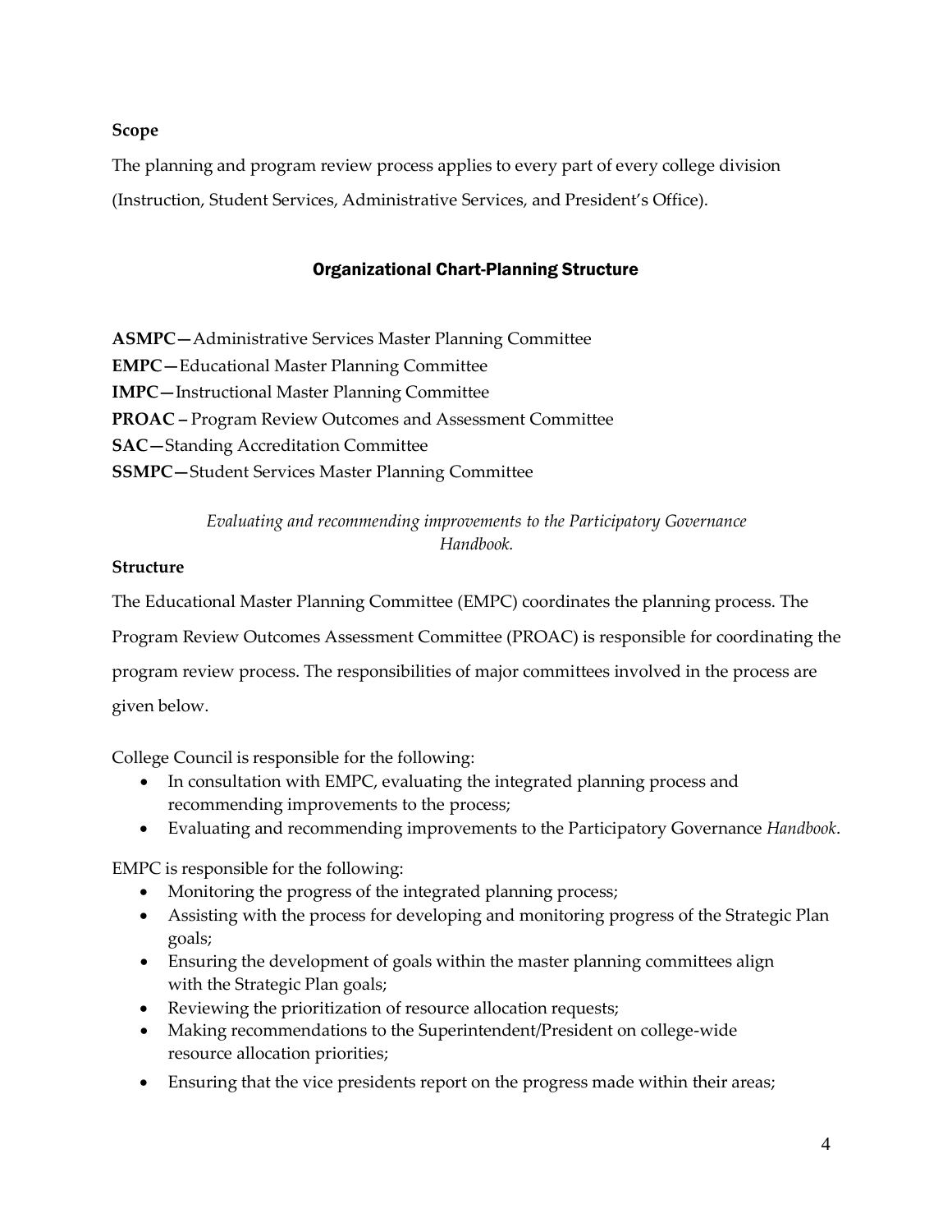**Scope**

The planning and program review process applies to every part of every college division (Instruction, Student Services, Administrative Services, and President's Office).

## Organizational Chart-Planning Structure

**ASMPC—**Administrative Services Master Planning Committee
**EMPC—**Educational Master Planning Committee
**IMPC—**Instructional Master Planning Committee
**PROAC –** Program Review Outcomes and Assessment Committee
**SAC—**Standing Accreditation Committee
**SSMPC—**Student Services Master Planning Committee

*Evaluating and recommending improvements to the Participatory Governance Handbook.*

**Structure**

The Educational Master Planning Committee (EMPC) coordinates the planning process. The Program Review Outcomes Assessment Committee (PROAC) is responsible for coordinating the program review process. The responsibilities of major committees involved in the process are given below.

College Council is responsible for the following:

- In consultation with EMPC, evaluating the integrated planning process and recommending improvements to the process;
- Evaluating and recommending improvements to the Participatory Governance *Handbook*.

EMPC is responsible for the following:

- Monitoring the progress of the integrated planning process;
- Assisting with the process for developing and monitoring progress of the Strategic Plan goals;
- Ensuring the development of goals within the master planning committees align with the Strategic Plan goals;
- Reviewing the prioritization of resource allocation requests;
- Making recommendations to the Superintendent/President on college-wide resource allocation priorities;
- Ensuring that the vice presidents report on the progress made within their areas;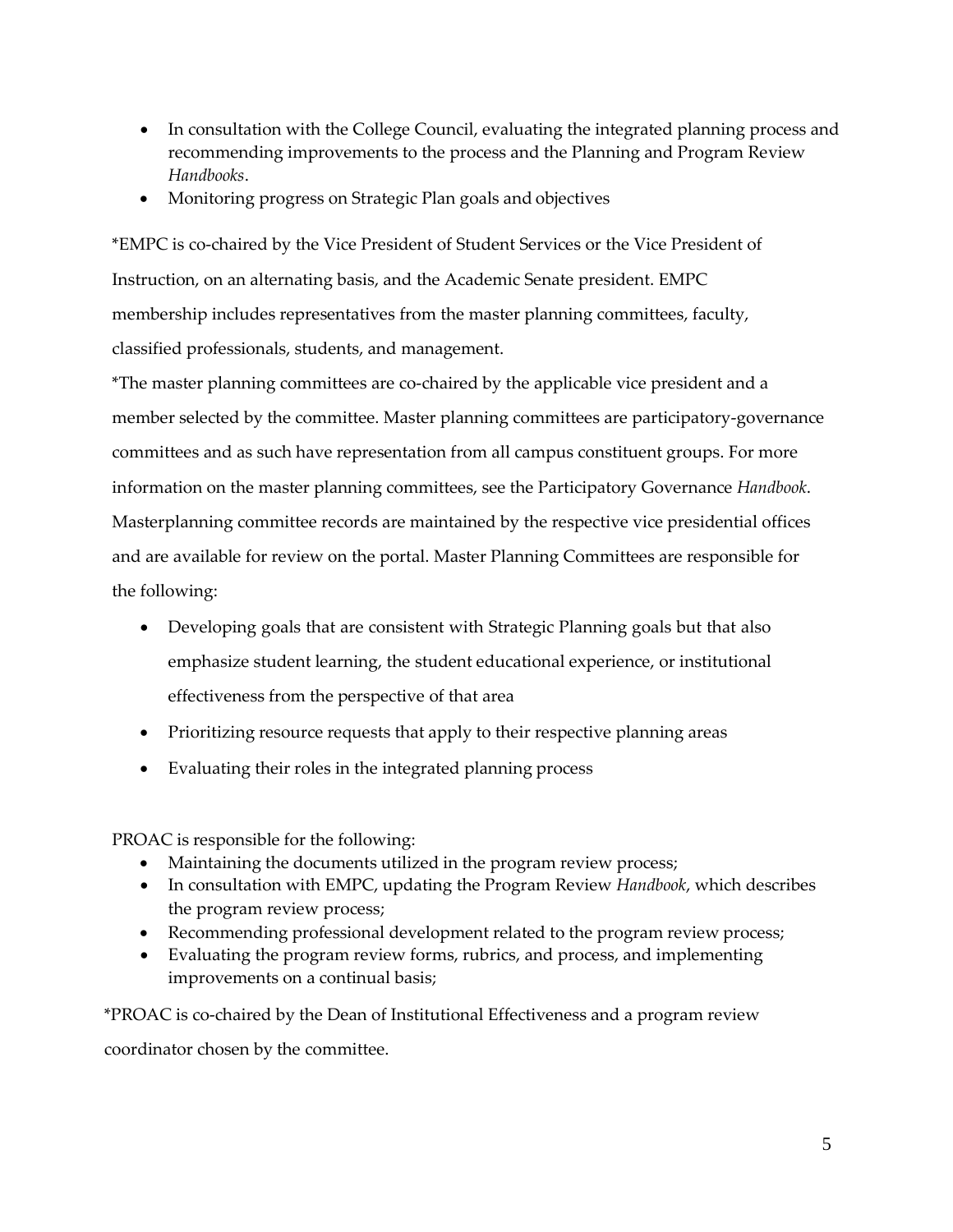- In consultation with the College Council, evaluating the integrated planning process and recommending improvements to the process and the Planning and Program Review *Handbooks*.
- Monitoring progress on Strategic Plan goals and objectives

*EMPC is co-chaired by the Vice President of Student Services or the Vice President of Instruction, on an alternating basis, and the Academic Senate president. EMPC membership includes representatives from the master planning committees, faculty, classified professionals, students, and management.

*The master planning committees are co-chaired by the applicable vice president and a member selected by the committee. Master planning committees are participatory-governance committees and as such have representation from all campus constituent groups. For more information on the master planning committees, see the Participatory Governance *Handbook*. Masterplanning committee records are maintained by the respective vice presidential offices and are available for review on the portal. Master Planning Committees are responsible for the following:

- Developing goals that are consistent with Strategic Planning goals but that also emphasize student learning, the student educational experience, or institutional effectiveness from the perspective of that area
- Prioritizing resource requests that apply to their respective planning areas
- Evaluating their roles in the integrated planning process

PROAC is responsible for the following:

- Maintaining the documents utilized in the program review process;
- In consultation with EMPC, updating the Program Review *Handbook*, which describes the program review process;
- Recommending professional development related to the program review process;
- Evaluating the program review forms, rubrics, and process, and implementing improvements on a continual basis;

*PROAC is co-chaired by the Dean of Institutional Effectiveness and a program review coordinator chosen by the committee.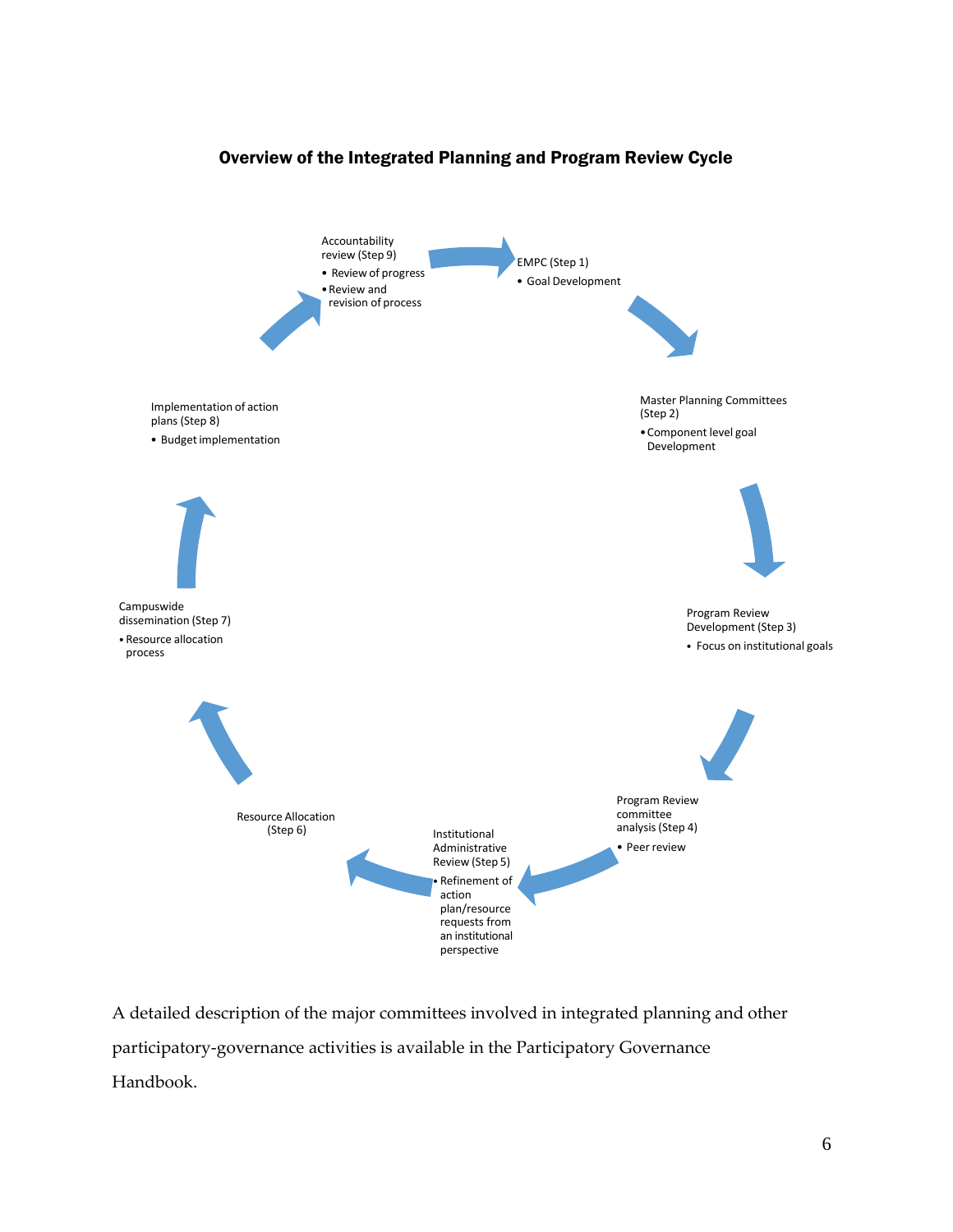## Overview of the Integrated Planning and Program Review Cycle

EMPC (Step 1)
- Goal Development

Master Planning Committees (Step 2)
- Component level goal Development

Program Review Development (Step 3)
- Focus on institutional goals

Program Review committee analysis (Step 4)
- Peer review

Institutional Administrative Review (Step 5)
- Refinement of action plan/resource requests from an institutional perspective

Resource Allocation (Step 6)

Campuswide dissemination (Step 7)
- Resource allocation process

Implementation of action plans (Step 8)
- Budget implementation

Accountability review (Step 9)
- Review of progress
- Review and revision of process

A detailed description of the major committees involved in integrated planning and other participatory-governance activities is available in the Participatory Governance Handbook.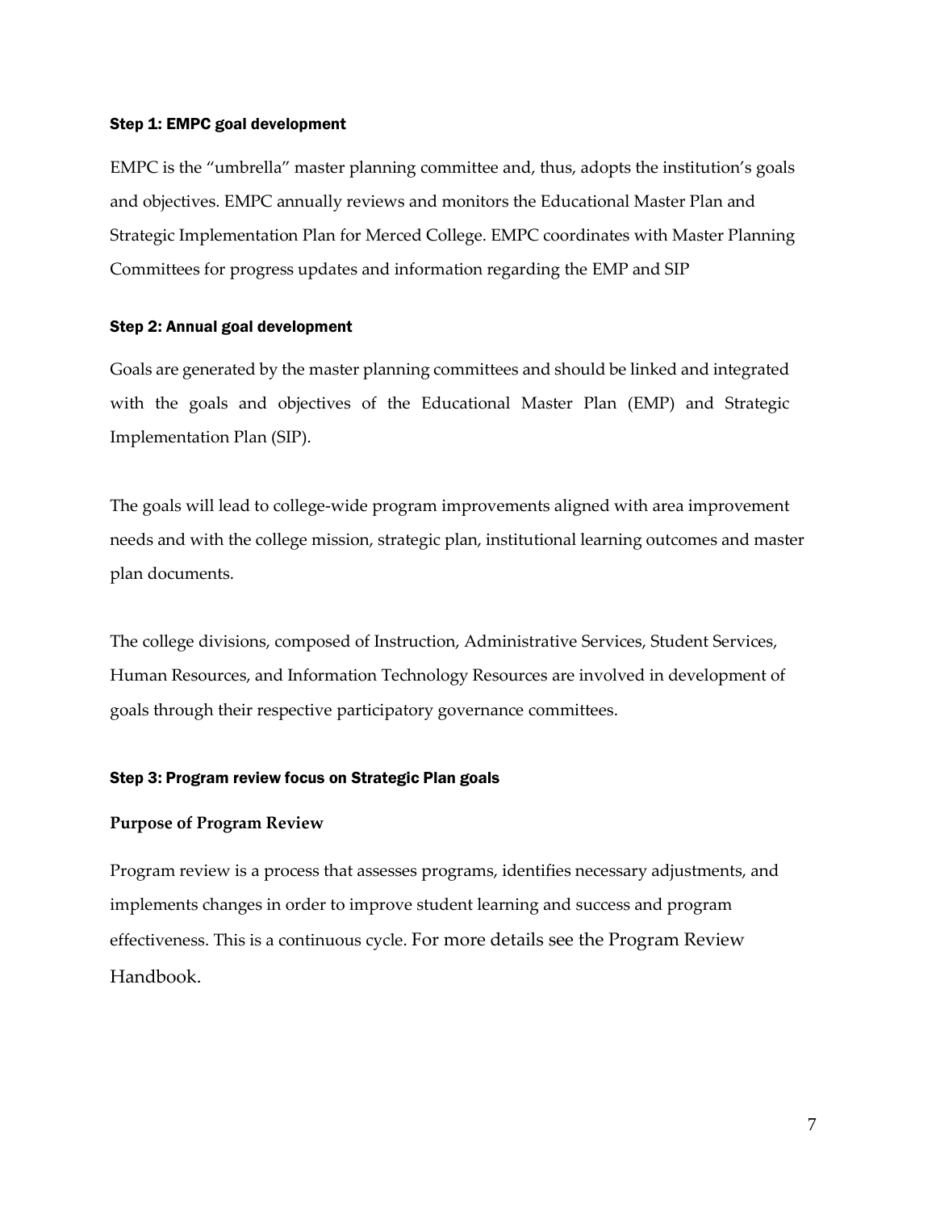### Step 1: EMPC goal development

EMPC is the "umbrella" master planning committee and, thus, adopts the institution's goals and objectives. EMPC annually reviews and monitors the Educational Master Plan and Strategic Implementation Plan for Merced College. EMPC coordinates with Master Planning Committees for progress updates and information regarding the EMP and SIP

### Step 2: Annual goal development

Goals are generated by the master planning committees and should be linked and integrated with the goals and objectives of the Educational Master Plan (EMP) and Strategic Implementation Plan (SIP).

The goals will lead to college-wide program improvements aligned with area improvement needs and with the college mission, strategic plan, institutional learning outcomes and master plan documents.

The college divisions, composed of Instruction, Administrative Services, Student Services, Human Resources, and Information Technology Resources are involved in development of goals through their respective participatory governance committees.

### Step 3: Program review focus on Strategic Plan goals

**Purpose of Program Review**

Program review is a process that assesses programs, identifies necessary adjustments, and implements changes in order to improve student learning and success and program effectiveness. This is a continuous cycle. For more details see the Program Review Handbook.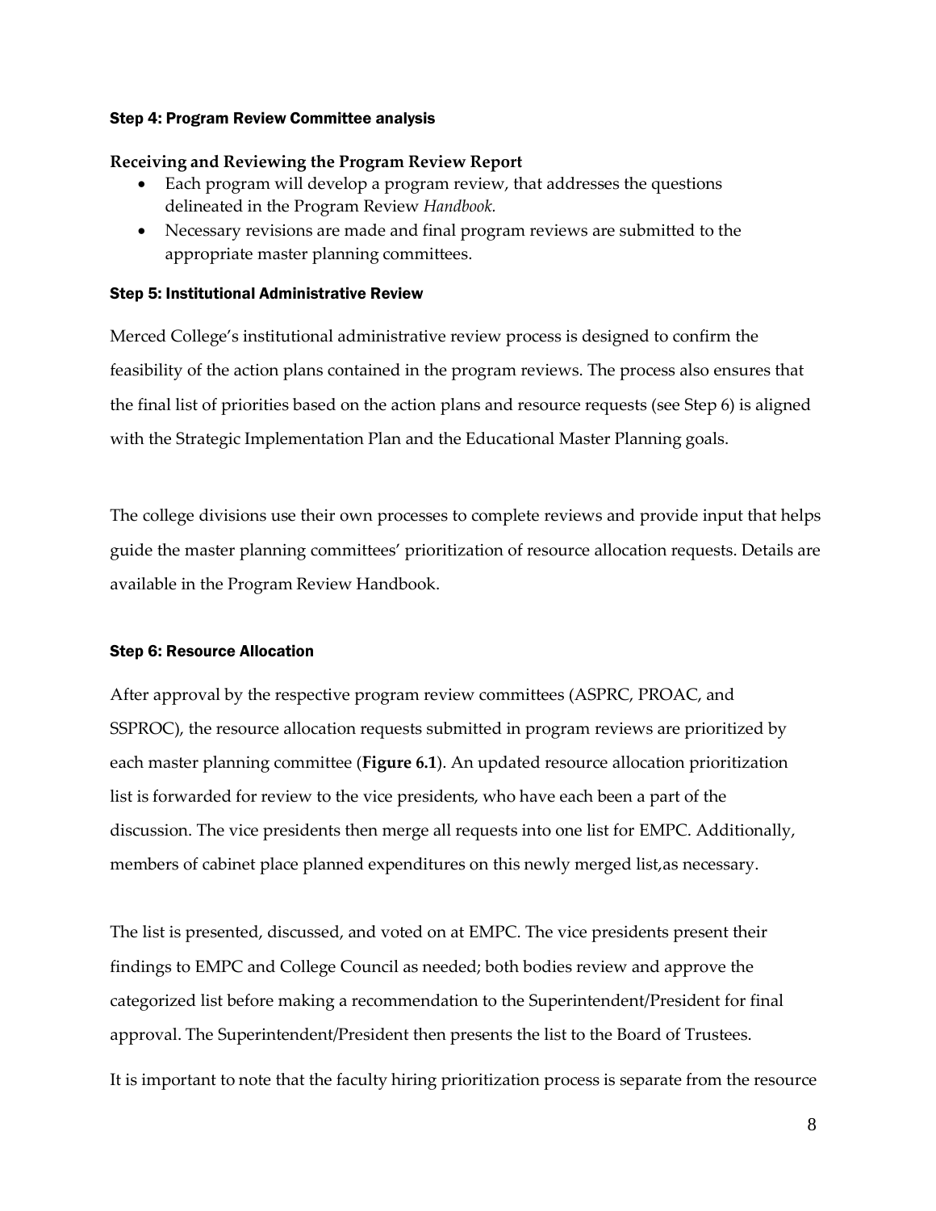### Step 4: Program Review Committee analysis

**Receiving and Reviewing the Program Review Report**

- Each program will develop a program review, that addresses the questions delineated in the Program Review *Handbook.*
- Necessary revisions are made and final program reviews are submitted to the appropriate master planning committees.

### Step 5: Institutional Administrative Review

Merced College's institutional administrative review process is designed to confirm the feasibility of the action plans contained in the program reviews. The process also ensures that the final list of priorities based on the action plans and resource requests (see Step 6) is aligned with the Strategic Implementation Plan and the Educational Master Planning goals.

The college divisions use their own processes to complete reviews and provide input that helps guide the master planning committees' prioritization of resource allocation requests. Details are available in the Program Review Handbook.

### Step 6: Resource Allocation

After approval by the respective program review committees (ASPRC, PROAC, and SSPROC), the resource allocation requests submitted in program reviews are prioritized by each master planning committee (**Figure 6.1**). An updated resource allocation prioritization list is forwarded for review to the vice presidents, who have each been a part of the discussion. The vice presidents then merge all requests into one list for EMPC. Additionally, members of cabinet place planned expenditures on this newly merged list,as necessary.

The list is presented, discussed, and voted on at EMPC. The vice presidents present their findings to EMPC and College Council as needed; both bodies review and approve the categorized list before making a recommendation to the Superintendent/President for final approval. The Superintendent/President then presents the list to the Board of Trustees.

It is important to note that the faculty hiring prioritization process is separate from the resource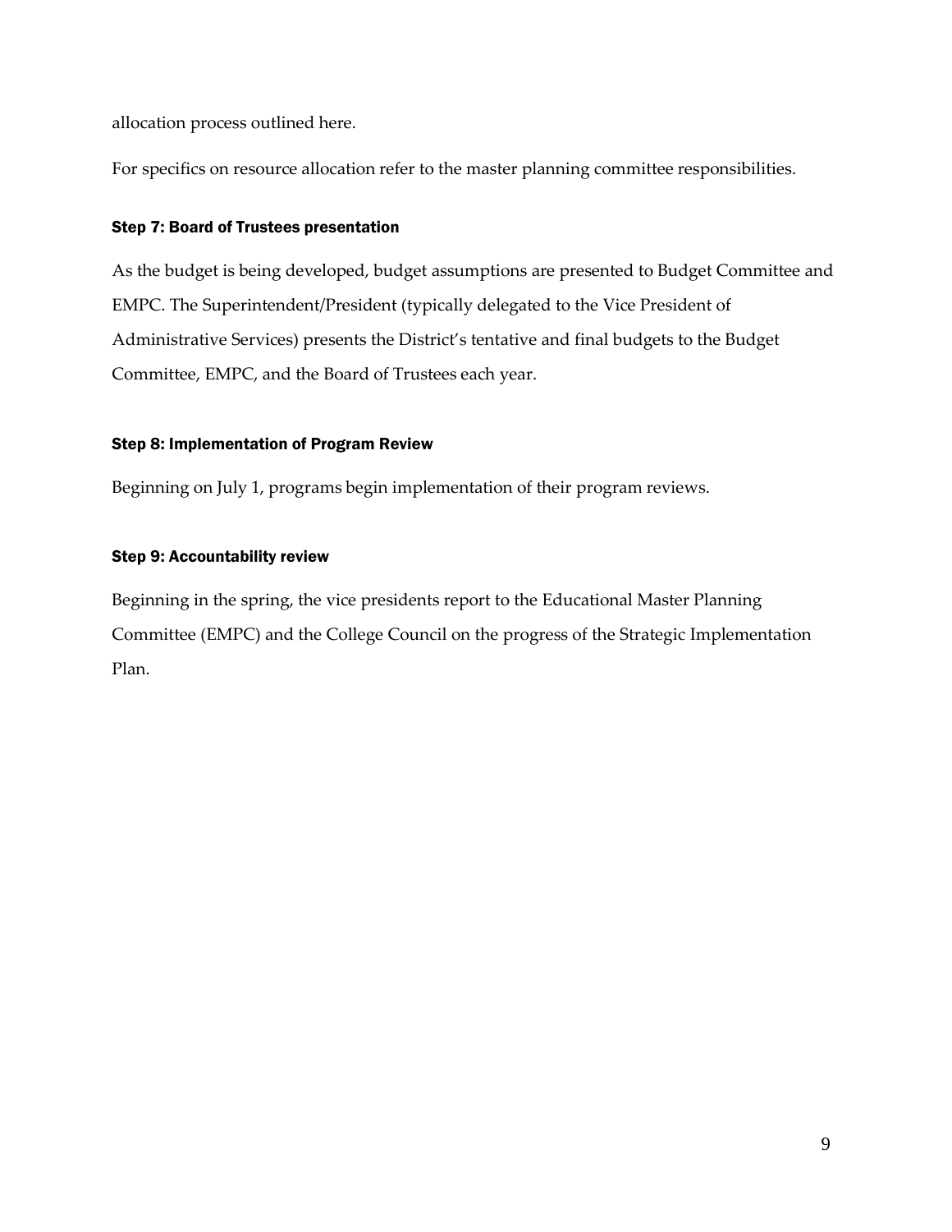allocation process outlined here.

For specifics on resource allocation refer to the master planning committee responsibilities.

### Step 7: Board of Trustees presentation

As the budget is being developed, budget assumptions are presented to Budget Committee and EMPC. The Superintendent/President (typically delegated to the Vice President of Administrative Services) presents the District's tentative and final budgets to the Budget Committee, EMPC, and the Board of Trustees each year.

### Step 8: Implementation of Program Review

Beginning on July 1, programs begin implementation of their program reviews.

### Step 9: Accountability review

Beginning in the spring, the vice presidents report to the Educational Master Planning Committee (EMPC) and the College Council on the progress of the Strategic Implementation Plan.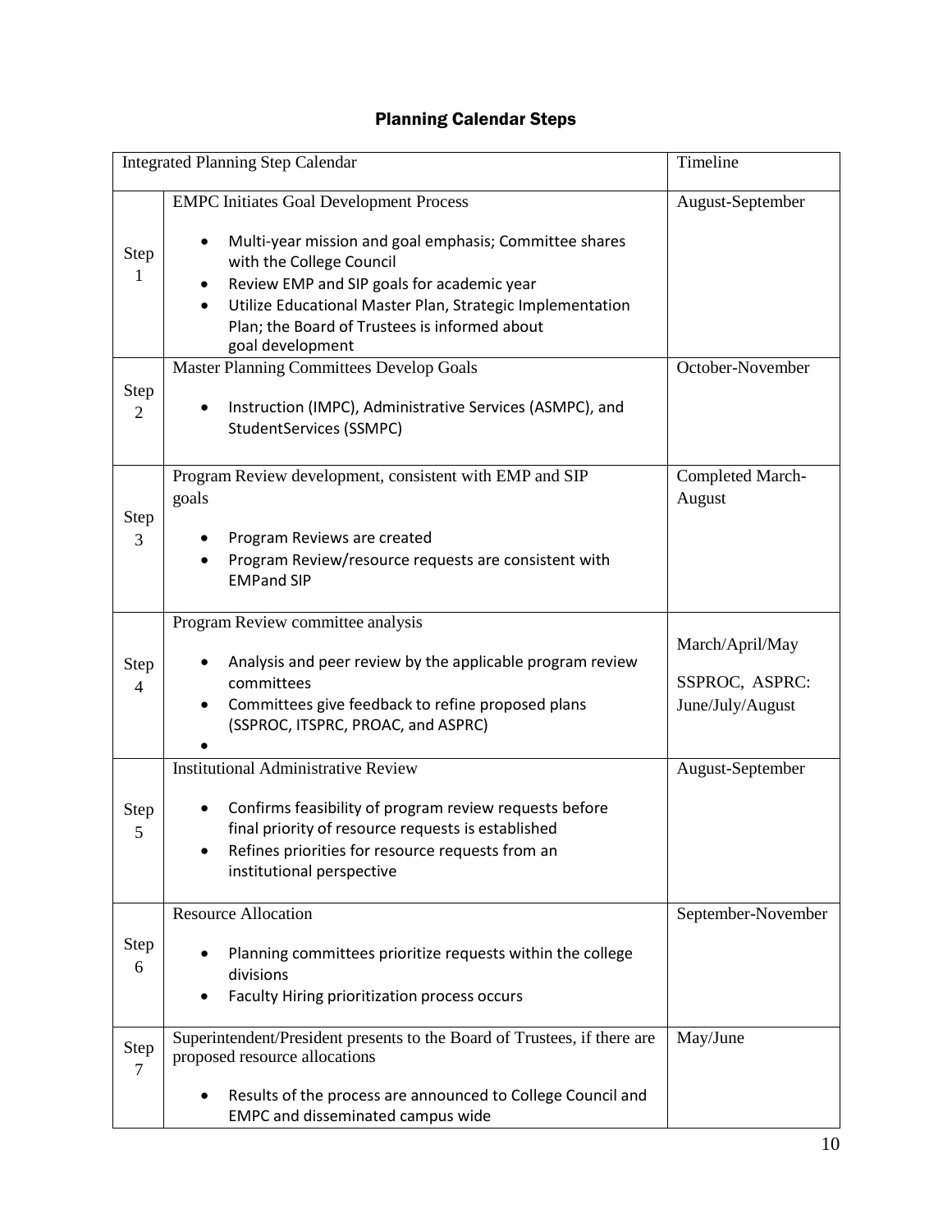## Planning Calendar Steps

| Integrated Planning Step Calendar | | Timeline |
|---|---|---|
| Step 1 | EMPC Initiates Goal Development Process<br>• Multi-year mission and goal emphasis; Committee shares with the College Council<br>• Review EMP and SIP goals for academic year<br>• Utilize Educational Master Plan, Strategic Implementation Plan; the Board of Trustees is informed about goal development | August-September |
| Step 2 | Master Planning Committees Develop Goals<br>• Instruction (IMPC), Administrative Services (ASMPC), and StudentServices (SSMPC) | October-November |
| Step 3 | Program Review development, consistent with EMP and SIP goals<br>• Program Reviews are created<br>• Program Review/resource requests are consistent with EMPand SIP | Completed March-August |
| Step 4 | Program Review committee analysis<br>• Analysis and peer review by the applicable program review committees<br>• Committees give feedback to refine proposed plans (SSPROC, ITSPRC, PROAC, and ASPRC)<br>• | March/April/May<br>SSPROC, ASPRC: June/July/August |
| Step 5 | Institutional Administrative Review<br>• Confirms feasibility of program review requests before final priority of resource requests is established<br>• Refines priorities for resource requests from an institutional perspective | August-September |
| Step 6 | Resource Allocation<br>• Planning committees prioritize requests within the college divisions<br>• Faculty Hiring prioritization process occurs | September-November |
| Step 7 | Superintendent/President presents to the Board of Trustees, if there are proposed resource allocations<br>• Results of the process are announced to College Council and EMPC and disseminated campus wide | May/June |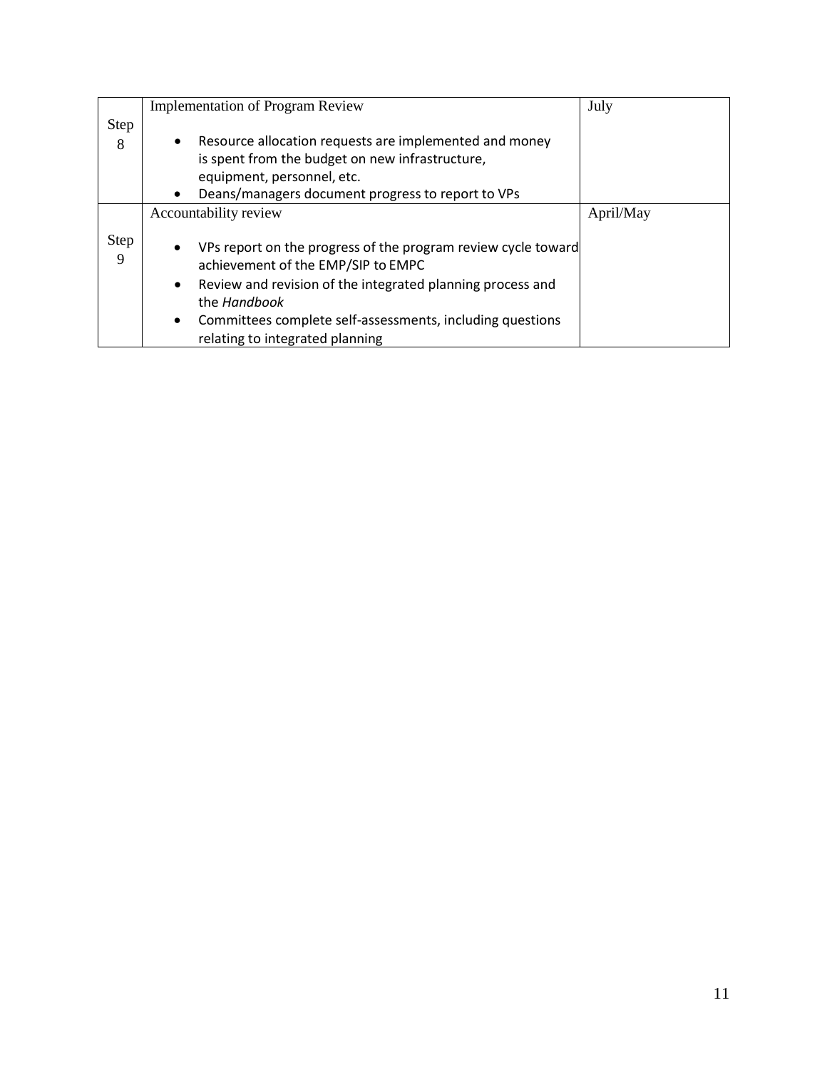| | | |
|---|---|---|
| Step 8 | Implementation of Program Review<br><br>• Resource allocation requests are implemented and money is spent from the budget on new infrastructure, equipment, personnel, etc.<br>• Deans/managers document progress to report to VPs | July |
| Step 9 | Accountability review<br><br>• VPs report on the progress of the program review cycle toward achievement of the EMP/SIP to EMPC<br>• Review and revision of the integrated planning process and the *Handbook*<br>• Committees complete self-assessments, including questions relating to integrated planning | April/May |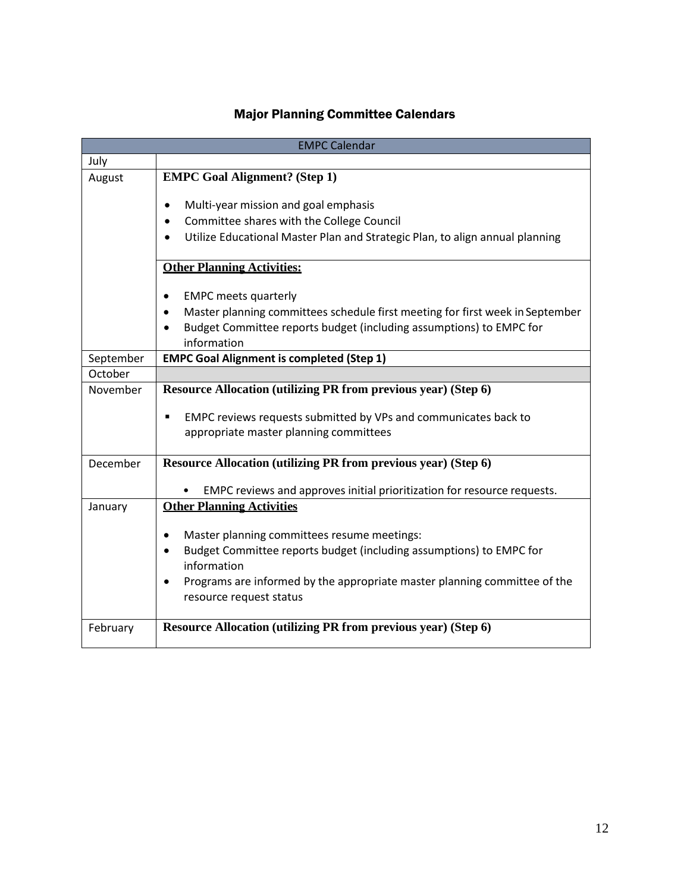## Major Planning Committee Calendars

| EMPC Calendar | |
|---|---|
| July | |
| August | **EMPC Goal Alignment? (Step 1)**<br>• Multi-year mission and goal emphasis<br>• Committee shares with the College Council<br>• Utilize Educational Master Plan and Strategic Plan, to align annual planning<br><br>**Other Planning Activities:**<br>• EMPC meets quarterly<br>• Master planning committees schedule first meeting for first week in September<br>• Budget Committee reports budget (including assumptions) to EMPC for information |
| September | **EMPC Goal Alignment is completed (Step 1)** |
| October | |
| November | **Resource Allocation (utilizing PR from previous year) (Step 6)**<br>▪ EMPC reviews requests submitted by VPs and communicates back to appropriate master planning committees |
| December | **Resource Allocation (utilizing PR from previous year) (Step 6)**<br>• EMPC reviews and approves initial prioritization for resource requests. |
| January | **Other Planning Activities**<br>• Master planning committees resume meetings:<br>• Budget Committee reports budget (including assumptions) to EMPC for information<br>• Programs are informed by the appropriate master planning committee of the resource request status |
| February | **Resource Allocation (utilizing PR from previous year) (Step 6)** |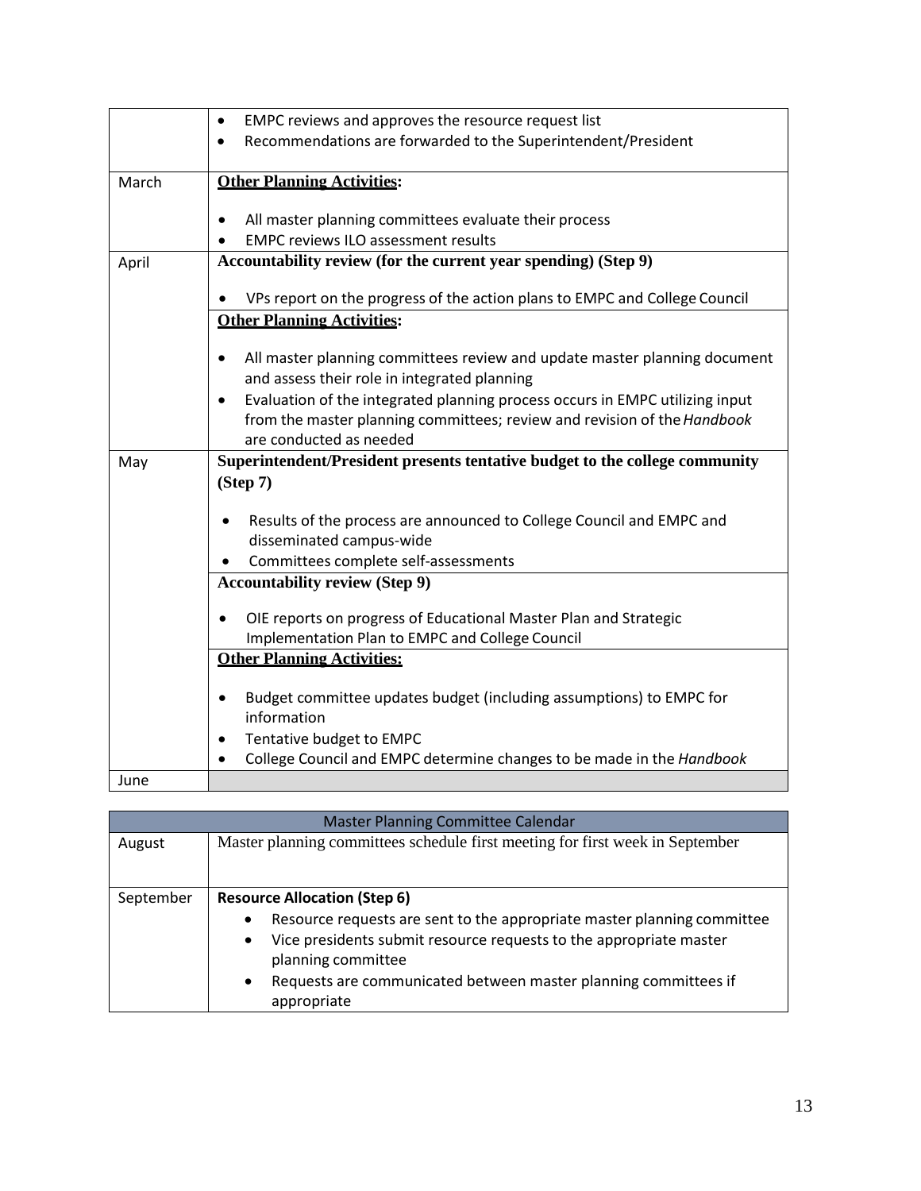| | |
|---|---|
| | • EMPC reviews and approves the resource request list<br>• Recommendations are forwarded to the Superintendent/President |
| March | **Other Planning Activities:**<br><br>• All master planning committees evaluate their process<br>• EMPC reviews ILO assessment results |
| April | **Accountability review (for the current year spending) (Step 9)**<br><br>• VPs report on the progress of the action plans to EMPC and College Council |
| | **Other Planning Activities:**<br><br>• All master planning committees review and update master planning document and assess their role in integrated planning<br>• Evaluation of the integrated planning process occurs in EMPC utilizing input from the master planning committees; review and revision of the *Handbook* are conducted as needed |
| May | **Superintendent/President presents tentative budget to the college community (Step 7)**<br><br>• Results of the process are announced to College Council and EMPC and disseminated campus-wide<br>• Committees complete self-assessments |
| | **Accountability review (Step 9)**<br><br>• OIE reports on progress of Educational Master Plan and Strategic Implementation Plan to EMPC and College Council |
| | **Other Planning Activities:**<br><br>• Budget committee updates budget (including assumptions) to EMPC for information<br>• Tentative budget to EMPC<br>• College Council and EMPC determine changes to be made in the *Handbook* |
| June | |

| Master Planning Committee Calendar | |
|---|---|
| August | Master planning committees schedule first meeting for first week in September |
| September | **Resource Allocation (Step 6)**<br>• Resource requests are sent to the appropriate master planning committee<br>• Vice presidents submit resource requests to the appropriate master planning committee<br>• Requests are communicated between master planning committees if appropriate |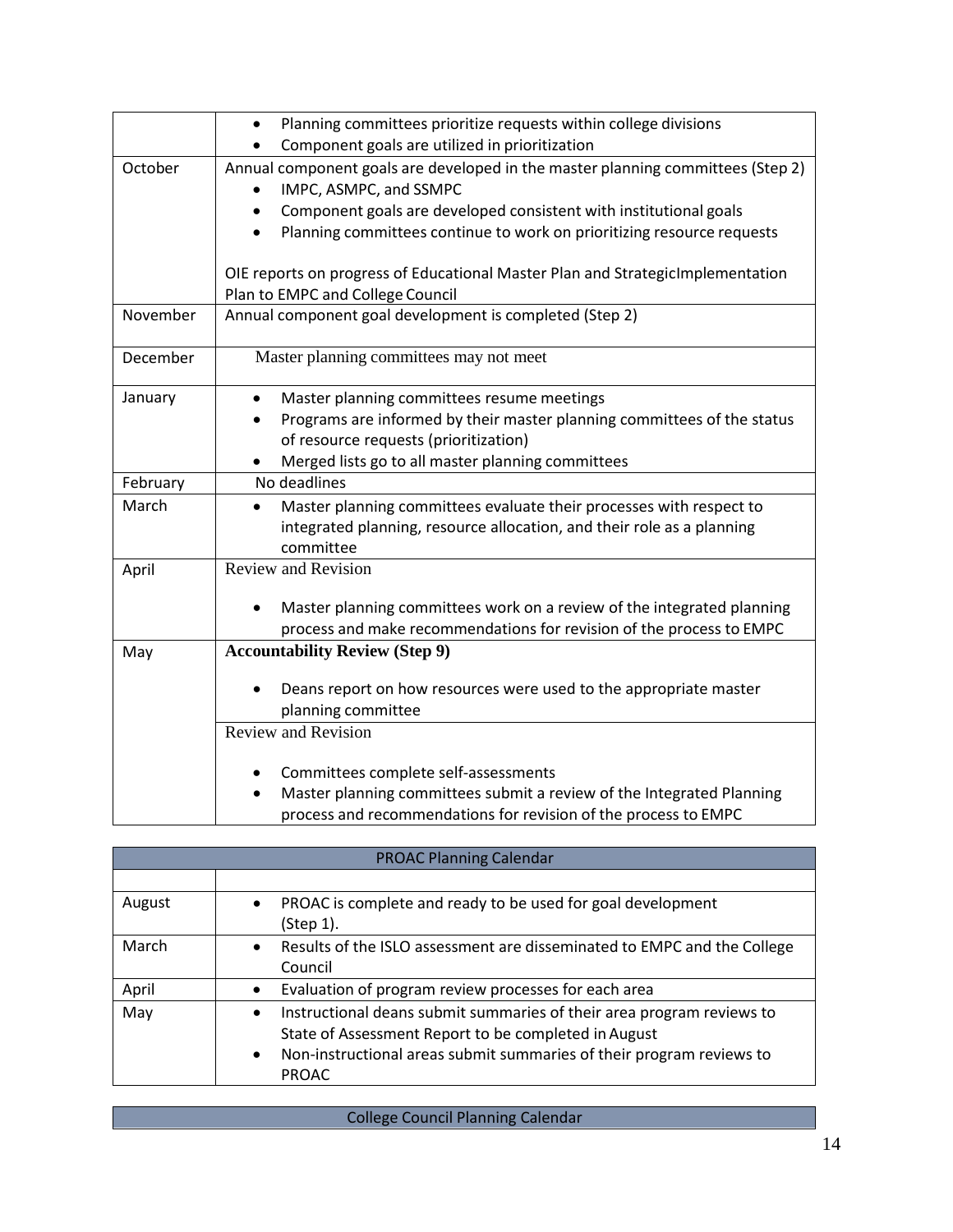| | |
|---|---|
| | • Planning committees prioritize requests within college divisions<br>• Component goals are utilized in prioritization |
| October | Annual component goals are developed in the master planning committees (Step 2)<br>• IMPC, ASMPC, and SSMPC<br>• Component goals are developed consistent with institutional goals<br>• Planning committees continue to work on prioritizing resource requests<br><br>OIE reports on progress of Educational Master Plan and StrategicImplementation Plan to EMPC and College Council |
| November | Annual component goal development is completed (Step 2) |
| December | Master planning committees may not meet |
| January | • Master planning committees resume meetings<br>• Programs are informed by their master planning committees of the status of resource requests (prioritization)<br>• Merged lists go to all master planning committees |
| February | No deadlines |
| March | • Master planning committees evaluate their processes with respect to integrated planning, resource allocation, and their role as a planning committee |
| April | Review and Revision<br><br>• Master planning committees work on a review of the integrated planning process and make recommendations for revision of the process to EMPC |
| May | **Accountability Review (Step 9)**<br><br>• Deans report on how resources were used to the appropriate master planning committee |
| | Review and Revision<br><br>• Committees complete self-assessments<br>• Master planning committees submit a review of the Integrated Planning process and recommendations for revision of the process to EMPC |

| PROAC Planning Calendar | |
|---|---|
| | |
| August | • PROAC is complete and ready to be used for goal development (Step 1). |
| March | • Results of the ISLO assessment are disseminated to EMPC and the College Council |
| April | • Evaluation of program review processes for each area |
| May | • Instructional deans submit summaries of their area program reviews to State of Assessment Report to be completed in August<br>• Non-instructional areas submit summaries of their program reviews to PROAC |

| College Council Planning Calendar |
|---|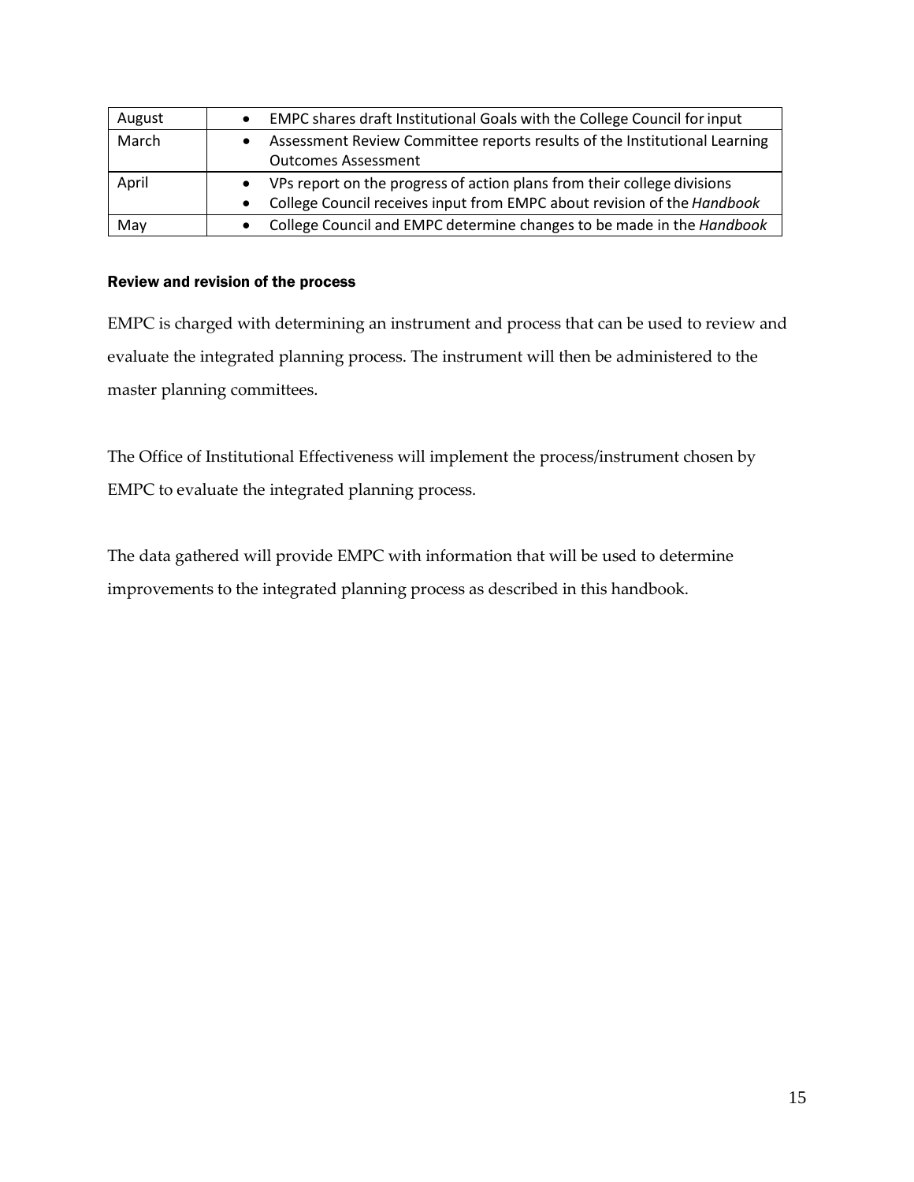| | |
|---|---|
| August | • EMPC shares draft Institutional Goals with the College Council for input |
| March | • Assessment Review Committee reports results of the Institutional Learning Outcomes Assessment |
| April | • VPs report on the progress of action plans from their college divisions<br>• College Council receives input from EMPC about revision of the *Handbook* |
| May | • College Council and EMPC determine changes to be made in the *Handbook* |

### Review and revision of the process

EMPC is charged with determining an instrument and process that can be used to review and evaluate the integrated planning process. The instrument will then be administered to the master planning committees.

The Office of Institutional Effectiveness will implement the process/instrument chosen by EMPC to evaluate the integrated planning process.

The data gathered will provide EMPC with information that will be used to determine improvements to the integrated planning process as described in this handbook.